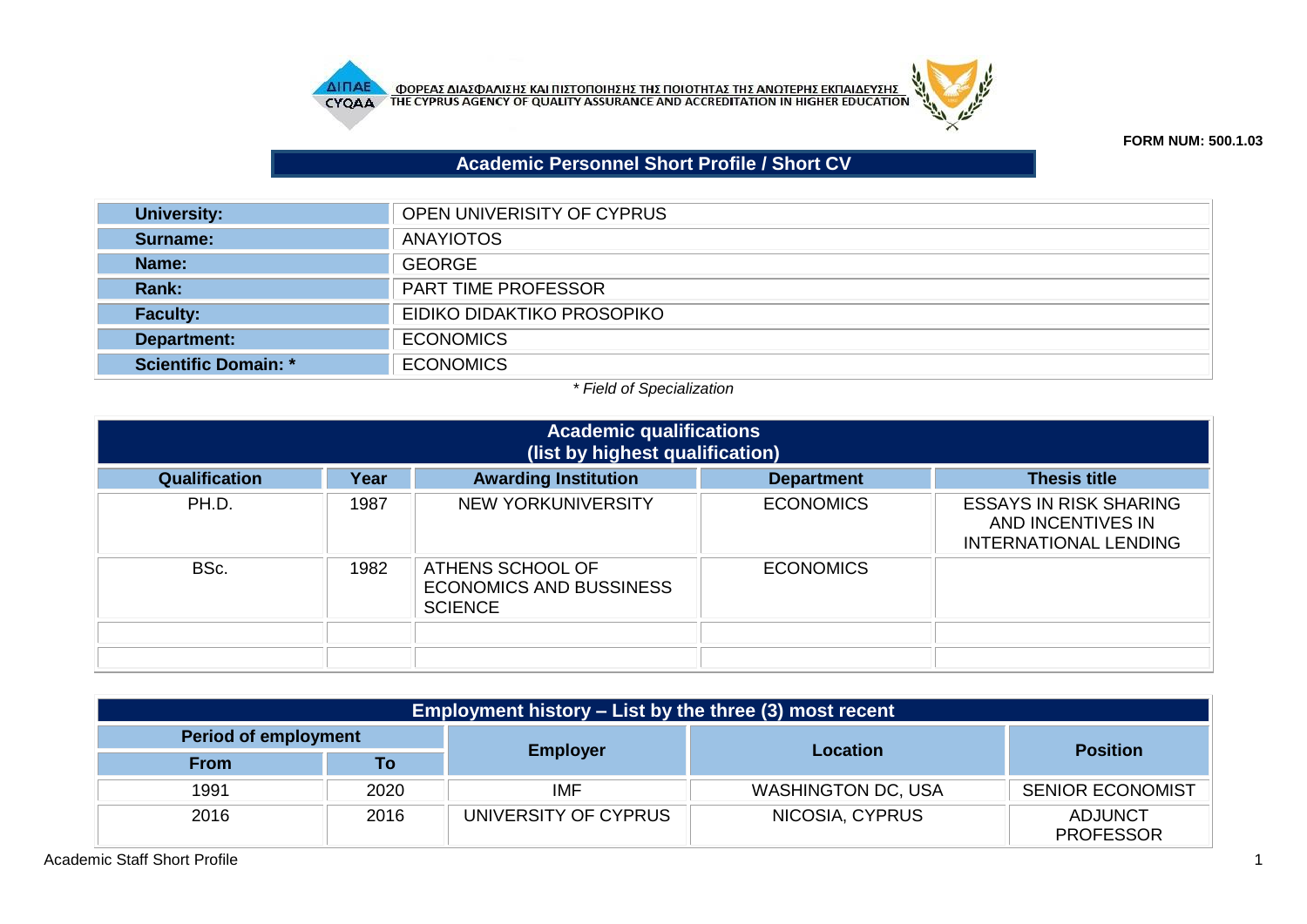ΦΟΡΕΑΣ ΔΙΑΣΦΑΛΙΣΗΣ ΚΑΙ ΠΙΣΤΟΠΟΙΗΣΗΣ ΤΗΣ ΠΟΙΟΤΗΤΑΣ ΤΗΣ ΑΝΩΤΕΡΗΣ ΕΚΠΑΙΔΕΥΣΗΣ
THE CYPRUS AGENCY OF QUALITY ASSURANCE AND ACCREDITATION IN HIGHER EDUCATION

**FORM NUM: 500.1.03**

# Academic Personnel Short Profile / Short CV

| | |
|---|---|
| **University:** | OPEN UNIVERISITY OF CYPRUS |
| **Surname:** | ANAYIOTOS |
| **Name:** | GEORGE |
| **Rank:** | PART TIME PROFESSOR |
| **Faculty:** | EIDIKO DIDAKTIKO PROSOPIKO |
| **Department:** | ECONOMICS |
| **Scientific Domain: *** | ECONOMICS |

*\* Field of Specialization*

## Academic qualifications (list by highest qualification)

| Qualification | Year | Awarding Institution | Department | Thesis title |
|---|---|---|---|---|
| PH.D. | 1987 | NEW YORKUNIVERSITY | ECONOMICS | ESSAYS IN RISK SHARING AND INCENTIVES IN INTERNATIONAL LENDING |
| BSc. | 1982 | ATHENS SCHOOL OF ECONOMICS AND BUSSINESS SCIENCE | ECONOMICS | |
| | | | | |
| | | | | |

## Employment history – List by the three (3) most recent

| Period of employment | | Employer | Location | Position |
|---|---|---|---|---|
| From | To | | | |
| 1991 | 2020 | IMF | WASHINGTON DC, USA | SENIOR ECONOMIST |
| 2016 | 2016 | UNIVERSITY OF CYPRUS | NICOSIA, CYPRUS | ADJUNCT PROFESSOR |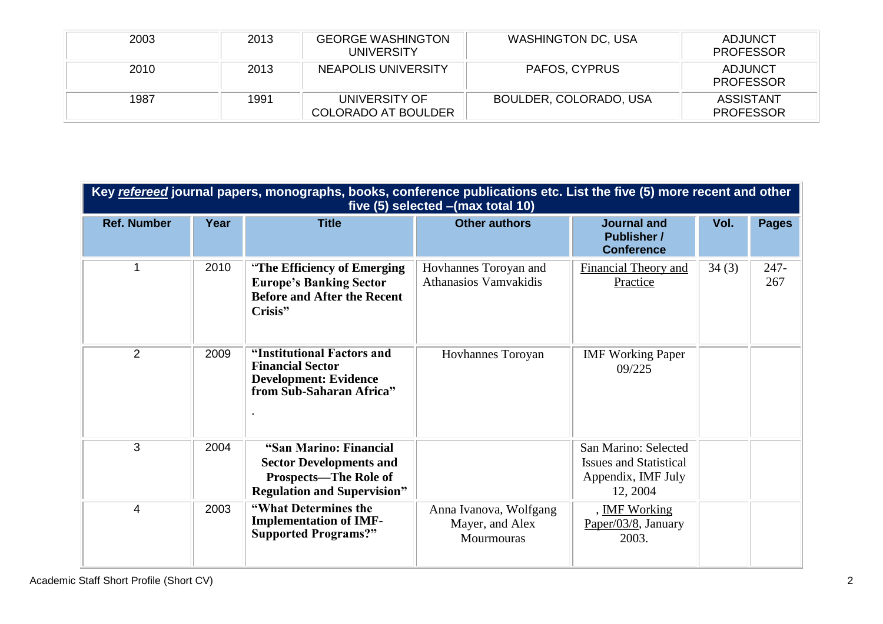| | | | | |
|---|---|---|---|---|
| 2003 | 2013 | GEORGE WASHINGTON UNIVERSITY | WASHINGTON DC, USA | ADJUNCT PROFESSOR |
| 2010 | 2013 | NEAPOLIS UNIVERSITY | PAFOS, CYPRUS | ADJUNCT PROFESSOR |
| 1987 | 1991 | UNIVERSITY OF COLORADO AT BOULDER | BOULDER, COLORADO, USA | ASSISTANT PROFESSOR |

**Key *refereed* journal papers, monographs, books, conference publications etc. List the five (5) more recent and other five (5) selected –(max total 10)**

| Ref. Number | Year | Title | Other authors | Journal and Publisher / Conference | Vol. | Pages |
|---|---|---|---|---|---|---|
| 1 | 2010 | **"The Efficiency of Emerging Europe's Banking Sector Before and After the Recent Crisis"** | Hovhannes Toroyan and Athanasios Vamvakidis | Financial Theory and Practice | 34 (3) | 247-267 |
| 2 | 2009 | **"Institutional Factors and Financial Sector Development: Evidence from Sub-Saharan Africa"** . | Hovhannes Toroyan | IMF Working Paper 09/225 | | |
| 3 | 2004 | **"San Marino: Financial Sector Developments and Prospects—The Role of Regulation and Supervision"** | | San Marino: Selected Issues and Statistical Appendix, IMF July 12, 2004 | | |
| 4 | 2003 | **"What Determines the Implementation of IMF-Supported Programs?"** | Anna Ivanova, Wolfgang Mayer, and Alex Mourmouras | , IMF Working Paper/03/8, January 2003. | | |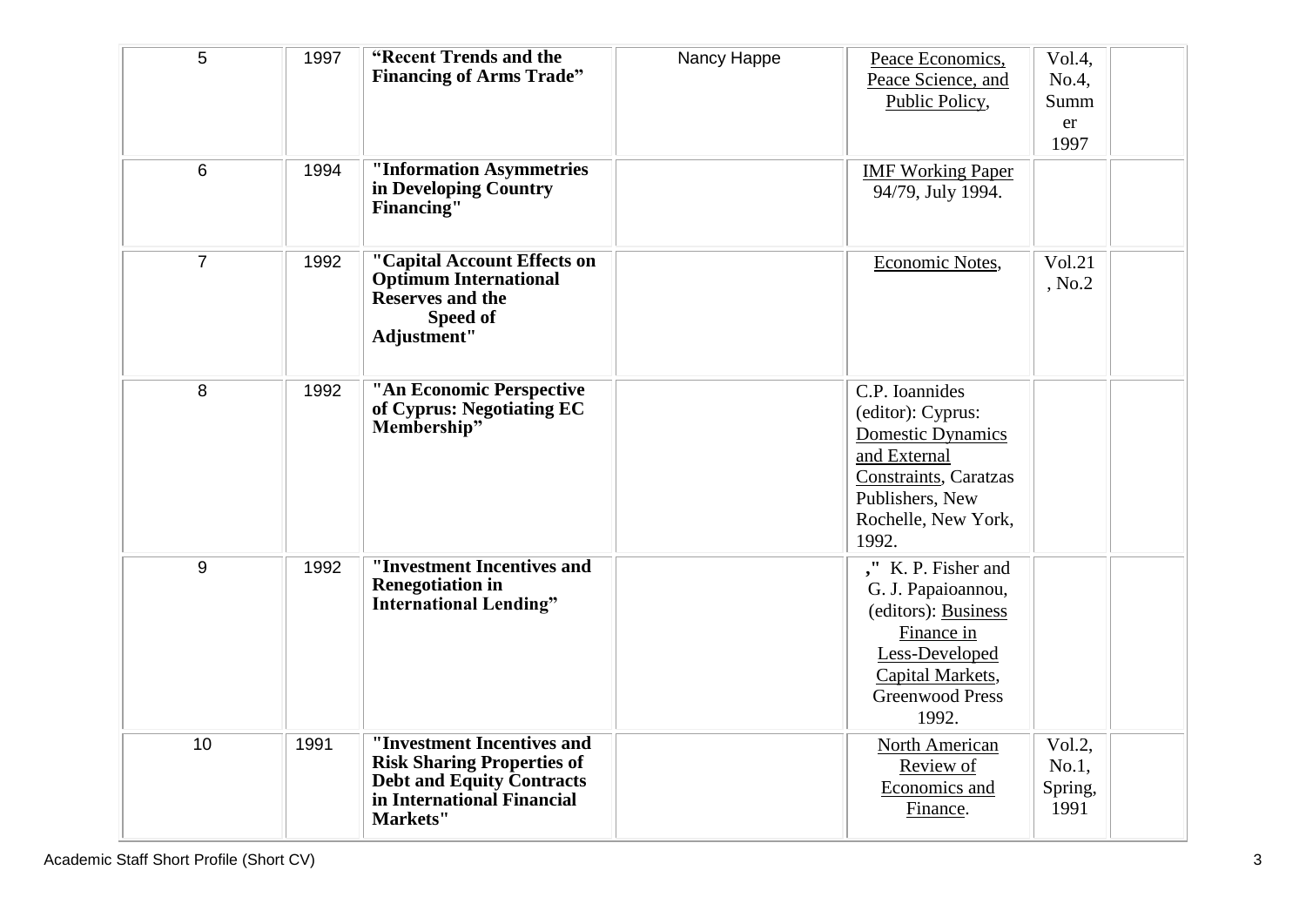| | | | | | | |
|---|---|---|---|---|---|---|
| 5 | 1997 | **"Recent Trends and the Financing of Arms Trade"** | Nancy Happe | Peace Economics, Peace Science, and Public Policy, | Vol.4, No.4, Summer 1997 | |
| 6 | 1994 | **"Information Asymmetries in Developing Country Financing"** | | IMF Working Paper 94/79, July 1994. | | |
| 7 | 1992 | **"Capital Account Effects on Optimum International Reserves and the Speed of Adjustment"** | | Economic Notes, | Vol.21, No.2 | |
| 8 | 1992 | **"An Economic Perspective of Cyprus: Negotiating EC Membership"** | | C.P. Ioannides (editor): Cyprus: Domestic Dynamics and External Constraints, Caratzas Publishers, New Rochelle, New York, 1992. | | |
| 9 | 1992 | **"Investment Incentives and Renegotiation in International Lending"** | | ," K. P. Fisher and G. J. Papaioannou, (editors): Business Finance in Less-Developed Capital Markets, Greenwood Press 1992. | | |
| 10 | 1991 | **"Investment Incentives and Risk Sharing Properties of Debt and Equity Contracts in International Financial Markets"** | | North American Review of Economics and Finance. | Vol.2, No.1, Spring, 1991 | |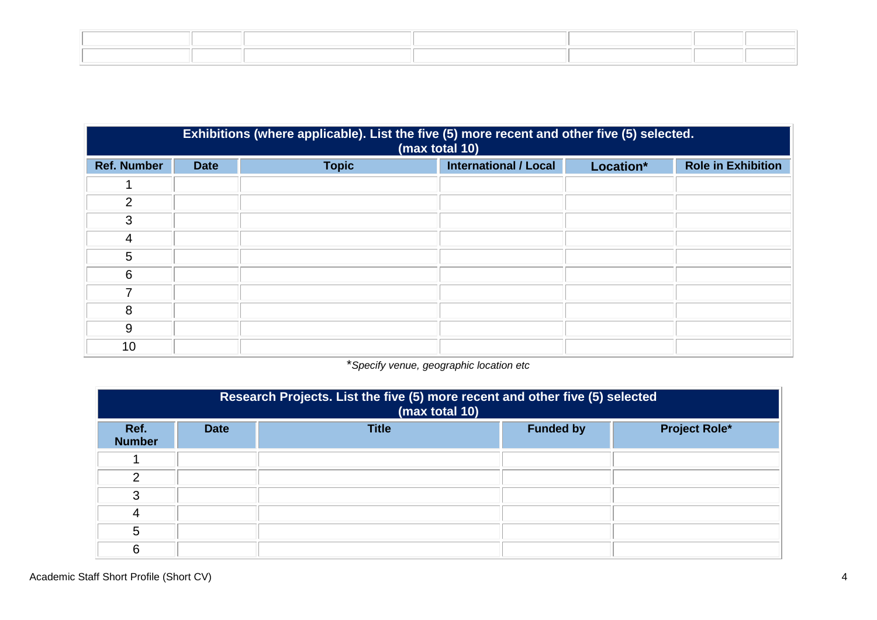| | | | | | | |
|---|---|---|---|---|---|---|
| | | | | | | |
| | | | | | | |

| Exhibitions (where applicable). List the five (5) more recent and other five (5) selected. (max total 10) | | | | | |
|---|---|---|---|---|---|
| **Ref. Number** | **Date** | **Topic** | **International / Local** | **Location*** | **Role in Exhibition** |
| 1 | | | | | |
| 2 | | | | | |
| 3 | | | | | |
| 4 | | | | | |
| 5 | | | | | |
| 6 | | | | | |
| 7 | | | | | |
| 8 | | | | | |
| 9 | | | | | |
| 10 | | | | | |

**Specify venue, geographic location etc*

| Research Projects. List the five (5) more recent and other five (5) selected (max total 10) | | | | |
|---|---|---|---|---|
| **Ref. Number** | **Date** | **Title** | **Funded by** | **Project Role*** |
| 1 | | | | |
| 2 | | | | |
| 3 | | | | |
| 4 | | | | |
| 5 | | | | |
| 6 | | | | |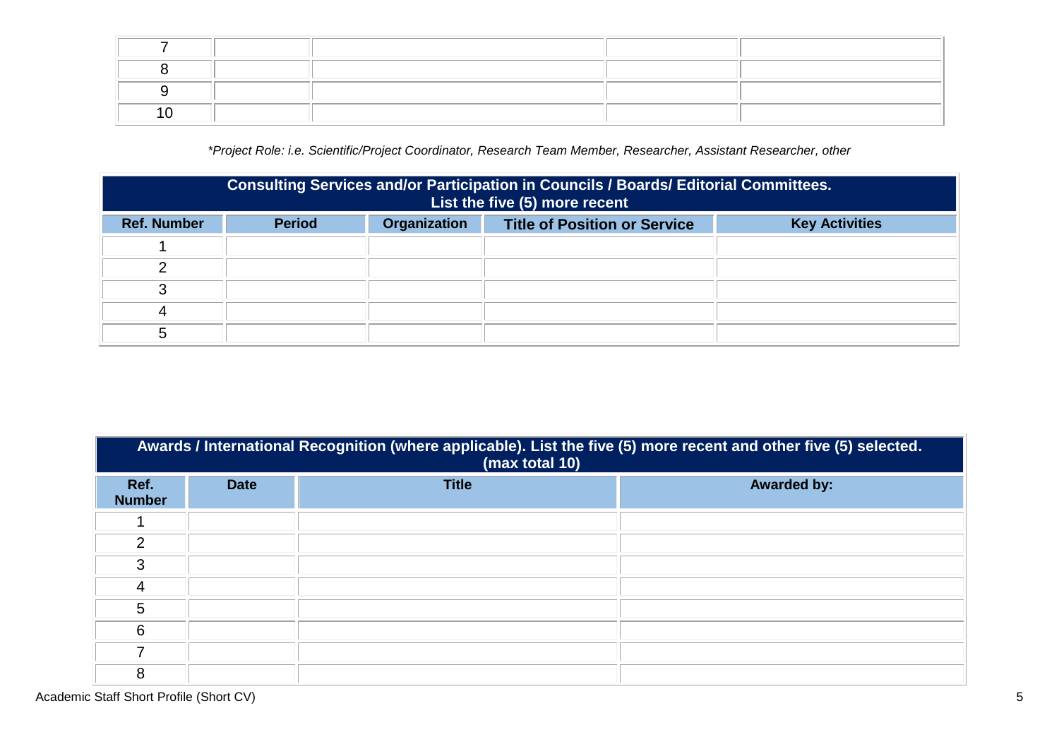| | | | | |
|---|---|---|---|---|
| 7 | | | | |
| 8 | | | | |
| 9 | | | | |
| 10 | | | | |

*\*Project Role: i.e. Scientific/Project Coordinator, Research Team Member, Researcher, Assistant Researcher, other*

| **Consulting Services and/or Participation in Councils / Boards/ Editorial Committees. List the five (5) more recent** | | | | |
|---|---|---|---|---|
| **Ref. Number** | **Period** | **Organization** | **Title of Position or Service** | **Key Activities** |
| 1 | | | | |
| 2 | | | | |
| 3 | | | | |
| 4 | | | | |
| 5 | | | | |

| **Awards / International Recognition (where applicable). List the five (5) more recent and other five (5) selected. (max total 10)** | | | |
|---|---|---|---|
| **Ref. Number** | **Date** | **Title** | **Awarded by:** |
| 1 | | | |
| 2 | | | |
| 3 | | | |
| 4 | | | |
| 5 | | | |
| 6 | | | |
| 7 | | | |
| 8 | | | |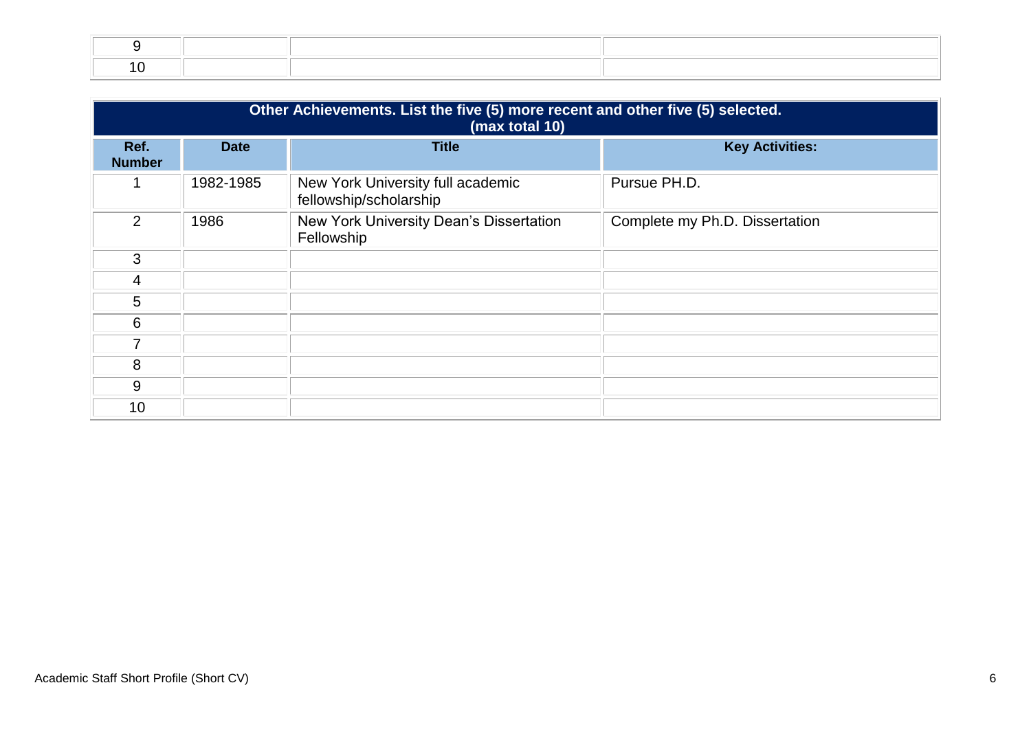| | | | |
|---|---|---|---|
| 9 | | | |
| 10 | | | |

| Other Achievements. List the five (5) more recent and other five (5) selected. (max total 10) | | | |
|---|---|---|---|
| **Ref. Number** | **Date** | **Title** | **Key Activities:** |
| 1 | 1982-1985 | New York University full academic fellowship/scholarship | Pursue PH.D. |
| 2 | 1986 | New York University Dean's Dissertation Fellowship | Complete my Ph.D. Dissertation |
| 3 | | | |
| 4 | | | |
| 5 | | | |
| 6 | | | |
| 7 | | | |
| 8 | | | |
| 9 | | | |
| 10 | | | |